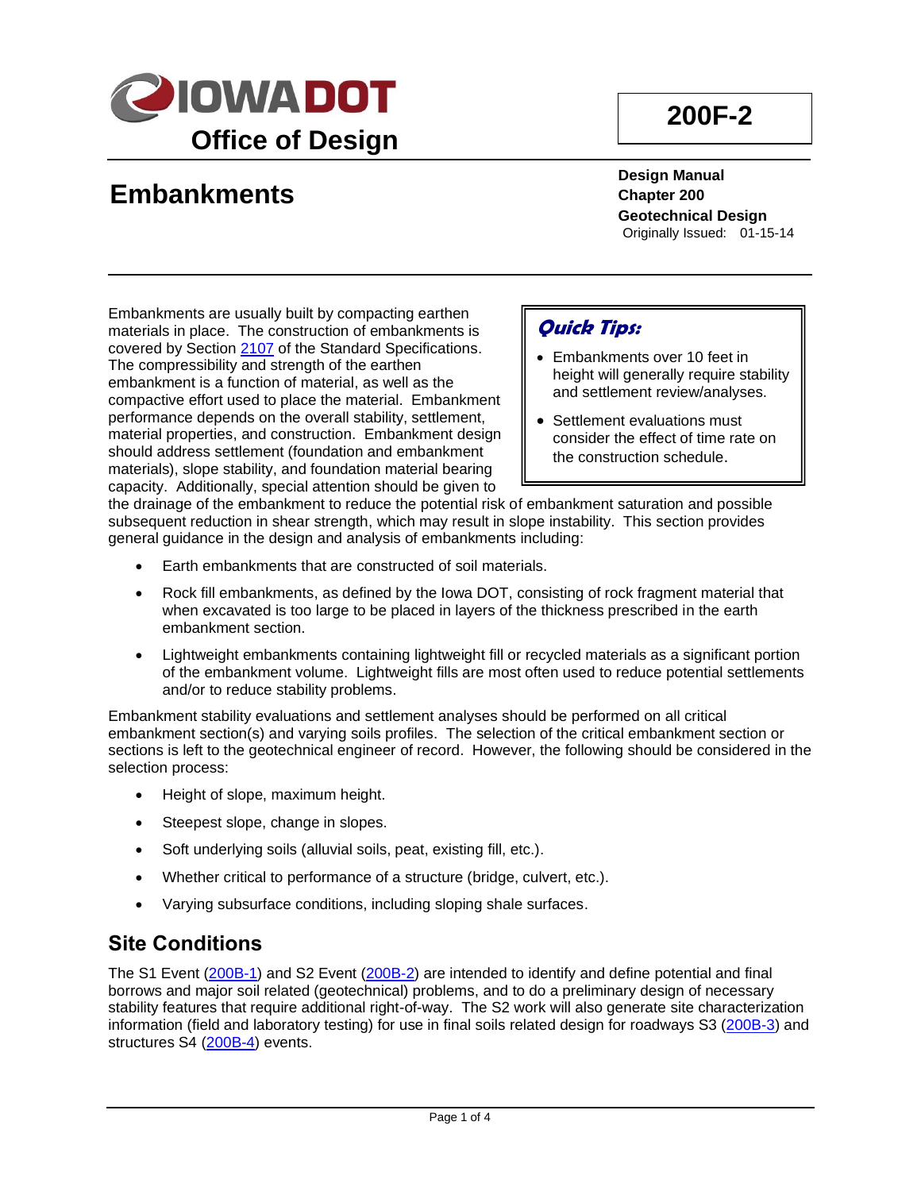**IOWA DOT**
**Office of Design**

**200F-2**

# Embankments

**Design Manual**
**Chapter 200**
**Geotechnical Design**
Originally Issued: 01-15-14

> ***Quick Tips:***
>
> - Embankments over 10 feet in height will generally require stability and settlement review/analyses.
> - Settlement evaluations must consider the effect of time rate on the construction schedule.

Embankments are usually built by compacting earthen materials in place. The construction of embankments is covered by Section 2107 of the Standard Specifications. The compressibility and strength of the earthen embankment is a function of material, as well as the compactive effort used to place the material. Embankment performance depends on the overall stability, settlement, material properties, and construction. Embankment design should address settlement (foundation and embankment materials), slope stability, and foundation material bearing capacity. Additionally, special attention should be given to the drainage of the embankment to reduce the potential risk of embankment saturation and possible subsequent reduction in shear strength, which may result in slope instability. This section provides general guidance in the design and analysis of embankments including:

- Earth embankments that are constructed of soil materials.
- Rock fill embankments, as defined by the Iowa DOT, consisting of rock fragment material that when excavated is too large to be placed in layers of the thickness prescribed in the earth embankment section.
- Lightweight embankments containing lightweight fill or recycled materials as a significant portion of the embankment volume. Lightweight fills are most often used to reduce potential settlements and/or to reduce stability problems.

Embankment stability evaluations and settlement analyses should be performed on all critical embankment section(s) and varying soils profiles. The selection of the critical embankment section or sections is left to the geotechnical engineer of record. However, the following should be considered in the selection process:

- Height of slope, maximum height.
- Steepest slope, change in slopes.
- Soft underlying soils (alluvial soils, peat, existing fill, etc.).
- Whether critical to performance of a structure (bridge, culvert, etc.).
- Varying subsurface conditions, including sloping shale surfaces.

## Site Conditions

The S1 Event (200B-1) and S2 Event (200B-2) are intended to identify and define potential and final borrows and major soil related (geotechnical) problems, and to do a preliminary design of necessary stability features that require additional right-of-way. The S2 work will also generate site characterization information (field and laboratory testing) for use in final soils related design for roadways S3 (200B-3) and structures S4 (200B-4) events.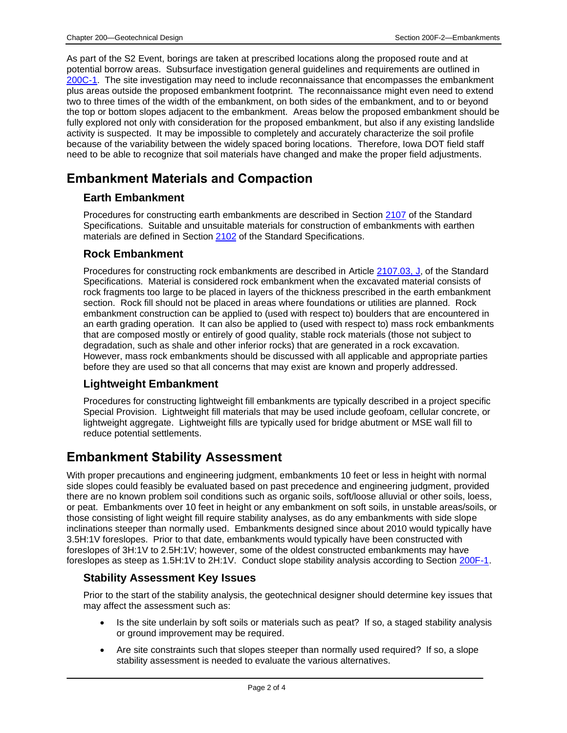As part of the S2 Event, borings are taken at prescribed locations along the proposed route and at potential borrow areas. Subsurface investigation general guidelines and requirements are outlined in 200C-1. The site investigation may need to include reconnaissance that encompasses the embankment plus areas outside the proposed embankment footprint. The reconnaissance might even need to extend two to three times of the width of the embankment, on both sides of the embankment, and to or beyond the top or bottom slopes adjacent to the embankment. Areas below the proposed embankment should be fully explored not only with consideration for the proposed embankment, but also if any existing landslide activity is suspected. It may be impossible to completely and accurately characterize the soil profile because of the variability between the widely spaced boring locations. Therefore, Iowa DOT field staff need to be able to recognize that soil materials have changed and make the proper field adjustments.

# Embankment Materials and Compaction

## Earth Embankment

Procedures for constructing earth embankments are described in Section 2107 of the Standard Specifications. Suitable and unsuitable materials for construction of embankments with earthen materials are defined in Section 2102 of the Standard Specifications.

## Rock Embankment

Procedures for constructing rock embankments are described in Article 2107.03, J, of the Standard Specifications. Material is considered rock embankment when the excavated material consists of rock fragments too large to be placed in layers of the thickness prescribed in the earth embankment section. Rock fill should not be placed in areas where foundations or utilities are planned. Rock embankment construction can be applied to (used with respect to) boulders that are encountered in an earth grading operation. It can also be applied to (used with respect to) mass rock embankments that are composed mostly or entirely of good quality, stable rock materials (those not subject to degradation, such as shale and other inferior rocks) that are generated in a rock excavation. However, mass rock embankments should be discussed with all applicable and appropriate parties before they are used so that all concerns that may exist are known and properly addressed.

## Lightweight Embankment

Procedures for constructing lightweight fill embankments are typically described in a project specific Special Provision. Lightweight fill materials that may be used include geofoam, cellular concrete, or lightweight aggregate. Lightweight fills are typically used for bridge abutment or MSE wall fill to reduce potential settlements.

# Embankment Stability Assessment

With proper precautions and engineering judgment, embankments 10 feet or less in height with normal side slopes could feasibly be evaluated based on past precedence and engineering judgment, provided there are no known problem soil conditions such as organic soils, soft/loose alluvial or other soils, loess, or peat. Embankments over 10 feet in height or any embankment on soft soils, in unstable areas/soils, or those consisting of light weight fill require stability analyses, as do any embankments with side slope inclinations steeper than normally used. Embankments designed since about 2010 would typically have 3.5H:1V foreslopes. Prior to that date, embankments would typically have been constructed with foreslopes of 3H:1V to 2.5H:1V; however, some of the oldest constructed embankments may have foreslopes as steep as 1.5H:1V to 2H:1V. Conduct slope stability analysis according to Section 200F-1.

## Stability Assessment Key Issues

Prior to the start of the stability analysis, the geotechnical designer should determine key issues that may affect the assessment such as:

- Is the site underlain by soft soils or materials such as peat? If so, a staged stability analysis or ground improvement may be required.
- Are site constraints such that slopes steeper than normally used required? If so, a slope stability assessment is needed to evaluate the various alternatives.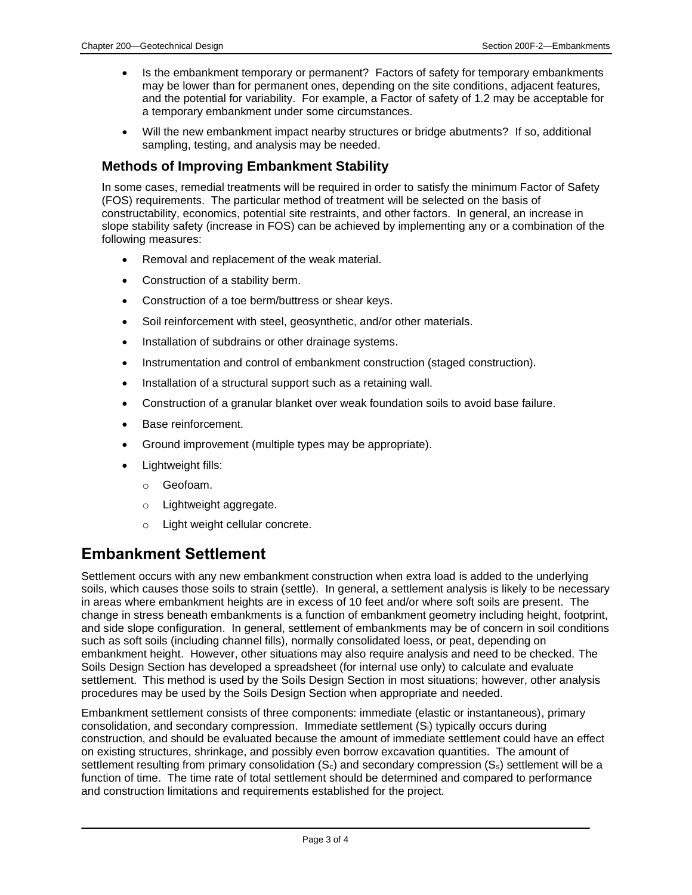- Is the embankment temporary or permanent? Factors of safety for temporary embankments may be lower than for permanent ones, depending on the site conditions, adjacent features, and the potential for variability. For example, a Factor of safety of 1.2 may be acceptable for a temporary embankment under some circumstances.
- Will the new embankment impact nearby structures or bridge abutments? If so, additional sampling, testing, and analysis may be needed.

### Methods of Improving Embankment Stability

In some cases, remedial treatments will be required in order to satisfy the minimum Factor of Safety (FOS) requirements. The particular method of treatment will be selected on the basis of constructability, economics, potential site restraints, and other factors. In general, an increase in slope stability safety (increase in FOS) can be achieved by implementing any or a combination of the following measures:

- Removal and replacement of the weak material.
- Construction of a stability berm.
- Construction of a toe berm/buttress or shear keys.
- Soil reinforcement with steel, geosynthetic, and/or other materials.
- Installation of subdrains or other drainage systems.
- Instrumentation and control of embankment construction (staged construction).
- Installation of a structural support such as a retaining wall.
- Construction of a granular blanket over weak foundation soils to avoid base failure.
- Base reinforcement.
- Ground improvement (multiple types may be appropriate).
- Lightweight fills:
  - Geofoam.
  - Lightweight aggregate.
  - Light weight cellular concrete.

## Embankment Settlement

Settlement occurs with any new embankment construction when extra load is added to the underlying soils, which causes those soils to strain (settle). In general, a settlement analysis is likely to be necessary in areas where embankment heights are in excess of 10 feet and/or where soft soils are present. The change in stress beneath embankments is a function of embankment geometry including height, footprint, and side slope configuration. In general, settlement of embankments may be of concern in soil conditions such as soft soils (including channel fills), normally consolidated loess, or peat, depending on embankment height. However, other situations may also require analysis and need to be checked. The Soils Design Section has developed a spreadsheet (for internal use only) to calculate and evaluate settlement. This method is used by the Soils Design Section in most situations; however, other analysis procedures may be used by the Soils Design Section when appropriate and needed.

Embankment settlement consists of three components: immediate (elastic or instantaneous), primary consolidation, and secondary compression. Immediate settlement ($S_i$) typically occurs during construction, and should be evaluated because the amount of immediate settlement could have an effect on existing structures, shrinkage, and possibly even borrow excavation quantities. The amount of settlement resulting from primary consolidation ($S_c$) and secondary compression ($S_s$) settlement will be a function of time. The time rate of total settlement should be determined and compared to performance and construction limitations and requirements established for the project.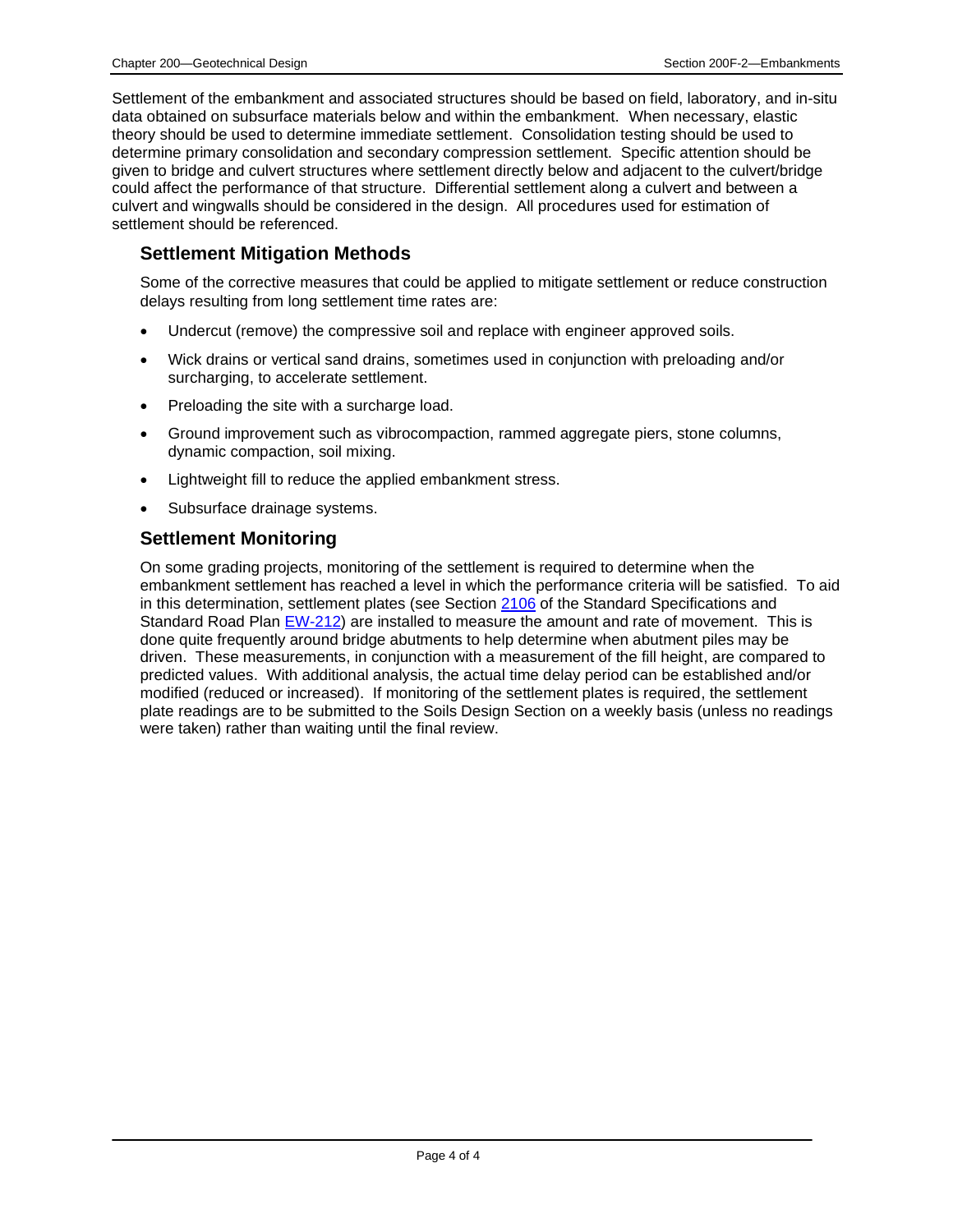Settlement of the embankment and associated structures should be based on field, laboratory, and in-situ data obtained on subsurface materials below and within the embankment. When necessary, elastic theory should be used to determine immediate settlement. Consolidation testing should be used to determine primary consolidation and secondary compression settlement. Specific attention should be given to bridge and culvert structures where settlement directly below and adjacent to the culvert/bridge could affect the performance of that structure. Differential settlement along a culvert and between a culvert and wingwalls should be considered in the design. All procedures used for estimation of settlement should be referenced.

## Settlement Mitigation Methods

Some of the corrective measures that could be applied to mitigate settlement or reduce construction delays resulting from long settlement time rates are:

- Undercut (remove) the compressive soil and replace with engineer approved soils.
- Wick drains or vertical sand drains, sometimes used in conjunction with preloading and/or surcharging, to accelerate settlement.
- Preloading the site with a surcharge load.
- Ground improvement such as vibrocompaction, rammed aggregate piers, stone columns, dynamic compaction, soil mixing.
- Lightweight fill to reduce the applied embankment stress.
- Subsurface drainage systems.

## Settlement Monitoring

On some grading projects, monitoring of the settlement is required to determine when the embankment settlement has reached a level in which the performance criteria will be satisfied. To aid in this determination, settlement plates (see Section 2106 of the Standard Specifications and Standard Road Plan EW-212) are installed to measure the amount and rate of movement. This is done quite frequently around bridge abutments to help determine when abutment piles may be driven. These measurements, in conjunction with a measurement of the fill height, are compared to predicted values. With additional analysis, the actual time delay period can be established and/or modified (reduced or increased). If monitoring of the settlement plates is required, the settlement plate readings are to be submitted to the Soils Design Section on a weekly basis (unless no readings were taken) rather than waiting until the final review.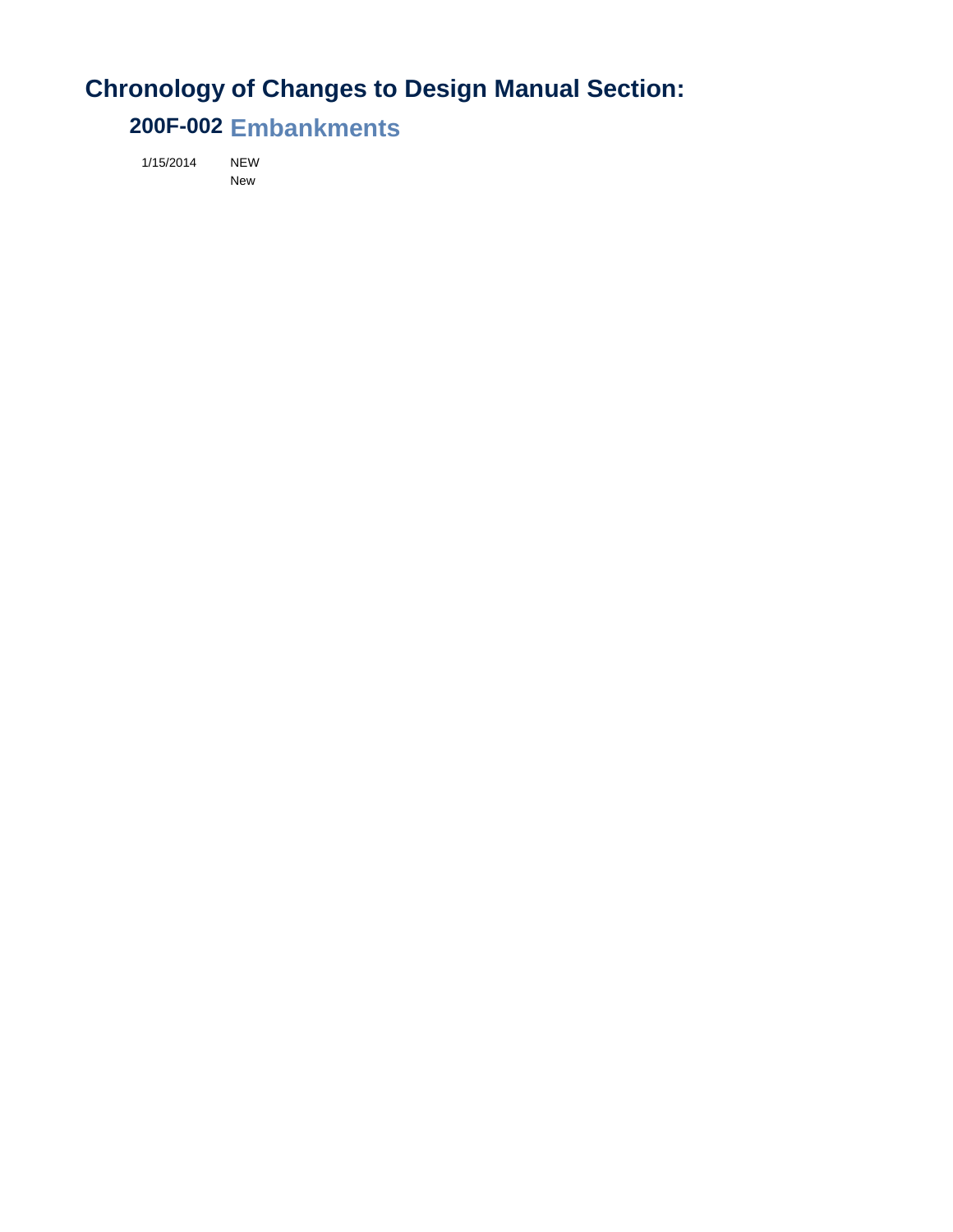# Chronology of Changes to Design Manual Section:

## 200F-002 Embankments

| | |
|---|---|
| 1/15/2014 | NEW<br>New |